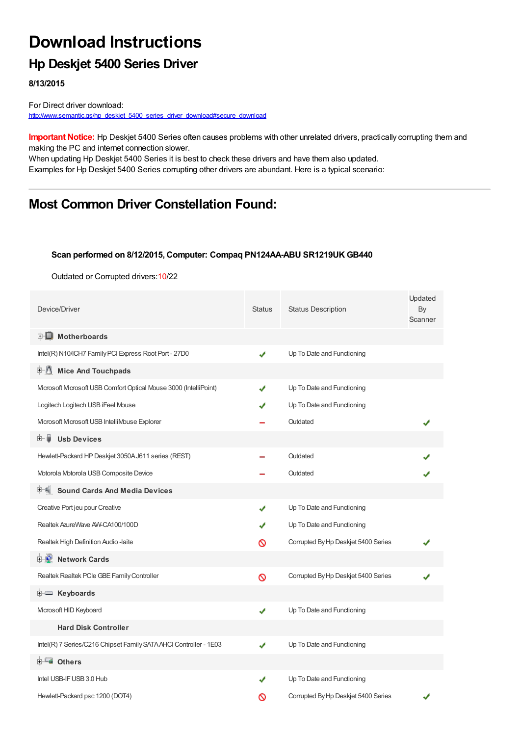# Download Instructions

## Hp Deskjet 5400 Series Driver

**8/13/2015**

For Direct driver download:
http://www.semantic.gs/hp_deskjet_5400_series_driver_download#secure_download

**Important Notice:** Hp Deskjet 5400 Series often causes problems with other unrelated drivers, practically corrupting them and making the PC and internet connection slower.
When updating Hp Deskjet 5400 Series it is best to check these drivers and have them also updated.
Examples for Hp Deskjet 5400 Series corrupting other drivers are abundant. Here is a typical scenario:

---

## Most Common Driver Constellation Found:

**Scan performed on 8/12/2015, Computer: Compaq PN124AA-ABU SR1219UK GB440**

Outdated or Corrupted drivers:10/22

| Device/Driver | Status | Status Description | Updated By Scanner |
|---|---|---|---|
| **Motherboards** | | | |
| Intel(R) N10/ICH7 Family PCI Express Root Port - 27D0 | ✔ | Up To Date and Functioning | |
| **Mice And Touchpads** | | | |
| Microsoft Microsoft USB Comfort Optical Mouse 3000 (IntelliPoint) | ✔ | Up To Date and Functioning | |
| Logitech Logitech USB iFeel Mouse | ✔ | Up To Date and Functioning | |
| Microsoft Microsoft USB IntelliMouse Explorer | – | Outdated | ✔ |
| **Usb Devices** | | | |
| Hewlett-Packard HP Deskjet 3050A J611 series (REST) | – | Outdated | ✔ |
| Motorola Motorola USB Composite Device | – | Outdated | ✔ |
| **Sound Cards And Media Devices** | | | |
| Creative Port jeu pour Creative | ✔ | Up To Date and Functioning | |
| Realtek AzureWave AW-CA100/100D | ✔ | Up To Date and Functioning | |
| Realtek High Definition Audio -laite | 🚫 | Corrupted By Hp Deskjet 5400 Series | ✔ |
| **Network Cards** | | | |
| Realtek Realtek PCIe GBE Family Controller | 🚫 | Corrupted By Hp Deskjet 5400 Series | ✔ |
| **Keyboards** | | | |
| Microsoft HID Keyboard | ✔ | Up To Date and Functioning | |
| **Hard Disk Controller** | | | |
| Intel(R) 7 Series/C216 Chipset Family SATA AHCI Controller - 1E03 | ✔ | Up To Date and Functioning | |
| **Others** | | | |
| Intel USB-IF USB 3.0 Hub | ✔ | Up To Date and Functioning | |
| Hewlett-Packard psc 1200 (DOT4) | 🚫 | Corrupted By Hp Deskjet 5400 Series | ✔ |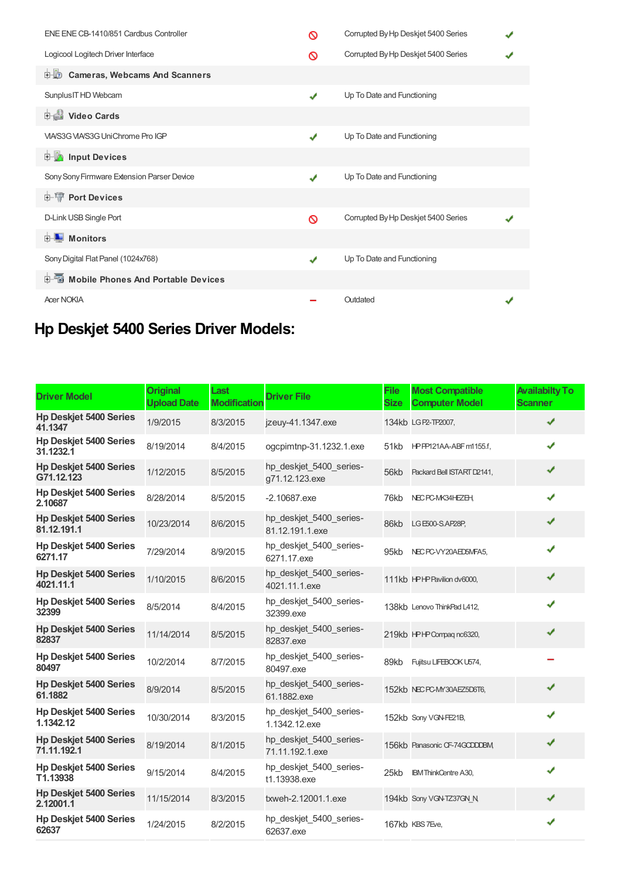| | | | |
|---|---|---|---|
| ENE ENE CB-1410/851 Cardbus Controller | 🚫 | Corrupted By Hp Deskjet 5400 Series | ✔ |
| Logicool Logitech Driver Interface | 🚫 | Corrupted By Hp Deskjet 5400 Series | ✔ |
| **Cameras, Webcams And Scanners** | | | |
| Sunplus IT HD Webcam | ✔ | Up To Date and Functioning | |
| **Video Cards** | | | |
| VIA/S3G VIA/S3G UniChrome Pro IGP | ✔ | Up To Date and Functioning | |
| **Input Devices** | | | |
| Sony Sony Firmware Extension Parser Device | ✔ | Up To Date and Functioning | |
| **Port Devices** | | | |
| D-Link USB Single Port | 🚫 | Corrupted By Hp Deskjet 5400 Series | ✔ |
| **Monitors** | | | |
| Sony Digital Flat Panel (1024x768) | ✔ | Up To Date and Functioning | |
| **Mobile Phones And Portable Devices** | | | |
| Acer NOKIA | − | Outdated | ✔ |

## Hp Deskjet 5400 Series Driver Models:

| Driver Model | Original Upload Date | Last Modification | Driver File | File Size | Most Compatible Computer Model | Availabilty To Scanner |
|---|---|---|---|---|---|---|
| **Hp Deskjet 5400 Series 41.1347** | 1/9/2015 | 8/3/2015 | jzeuy-41.1347.exe | 134kb | LG P2-TP2007, | ✔ |
| **Hp Deskjet 5400 Series 31.1232.1** | 8/19/2014 | 8/4/2015 | ogcpimtnp-31.1232.1.exe | 51kb | HP PP121AA-ABF m1155.f, | ✔ |
| **Hp Deskjet 5400 Series G71.12.123** | 1/12/2015 | 8/5/2015 | hp_deskjet_5400_series-g71.12.123.exe | 56kb | Packard Bell ISTART D2141, | ✔ |
| **Hp Deskjet 5400 Series 2.10687** | 8/28/2014 | 8/5/2015 | -2.10687.exe | 76kb | NEC PC-MK34HEZEH, | ✔ |
| **Hp Deskjet 5400 Series 81.12.191.1** | 10/23/2014 | 8/6/2015 | hp_deskjet_5400_series-81.12.191.1.exe | 86kb | LG E500-S.AP28P, | ✔ |
| **Hp Deskjet 5400 Series 6271.17** | 7/29/2014 | 8/9/2015 | hp_deskjet_5400_series-6271.17.exe | 95kb | NEC PC-VY20AED5MFA5, | ✔ |
| **Hp Deskjet 5400 Series 4021.11.1** | 1/10/2015 | 8/6/2015 | hp_deskjet_5400_series-4021.11.1.exe | 111kb | HP HP Pavilion dv6000, | ✔ |
| **Hp Deskjet 5400 Series 32399** | 8/5/2014 | 8/4/2015 | hp_deskjet_5400_series-32399.exe | 138kb | Lenovo ThinkPad L412, | ✔ |
| **Hp Deskjet 5400 Series 82837** | 11/14/2014 | 8/5/2015 | hp_deskjet_5400_series-82837.exe | 219kb | HP HP Compaq nc6320, | ✔ |
| **Hp Deskjet 5400 Series 80497** | 10/2/2014 | 8/7/2015 | hp_deskjet_5400_series-80497.exe | 89kb | Fujitsu LIFEBOOK U574, | − |
| **Hp Deskjet 5400 Series 61.1882** | 8/9/2014 | 8/5/2015 | hp_deskjet_5400_series-61.1882.exe | 152kb | NEC PC-MY30AEZ5D6T6, | ✔ |
| **Hp Deskjet 5400 Series 1.1342.12** | 10/30/2014 | 8/3/2015 | hp_deskjet_5400_series-1.1342.12.exe | 152kb | Sony VGN-FE21B, | ✔ |
| **Hp Deskjet 5400 Series 71.11.192.1** | 8/19/2014 | 8/1/2015 | hp_deskjet_5400_series-71.11.192.1.exe | 156kb | Panasonic CF-74GCDDDBM, | ✔ |
| **Hp Deskjet 5400 Series T1.13938** | 9/15/2014 | 8/4/2015 | hp_deskjet_5400_series-t1.13938.exe | 25kb | IBM ThinkCentre A30, | ✔ |
| **Hp Deskjet 5400 Series 2.12001.1** | 11/15/2014 | 8/3/2015 | txweh-2.12001.1.exe | 194kb | Sony VGN-TZ37GN_N, | ✔ |
| **Hp Deskjet 5400 Series 62637** | 1/24/2015 | 8/2/2015 | hp_deskjet_5400_series-62637.exe | 167kb | KBS 7Eve, | ✔ |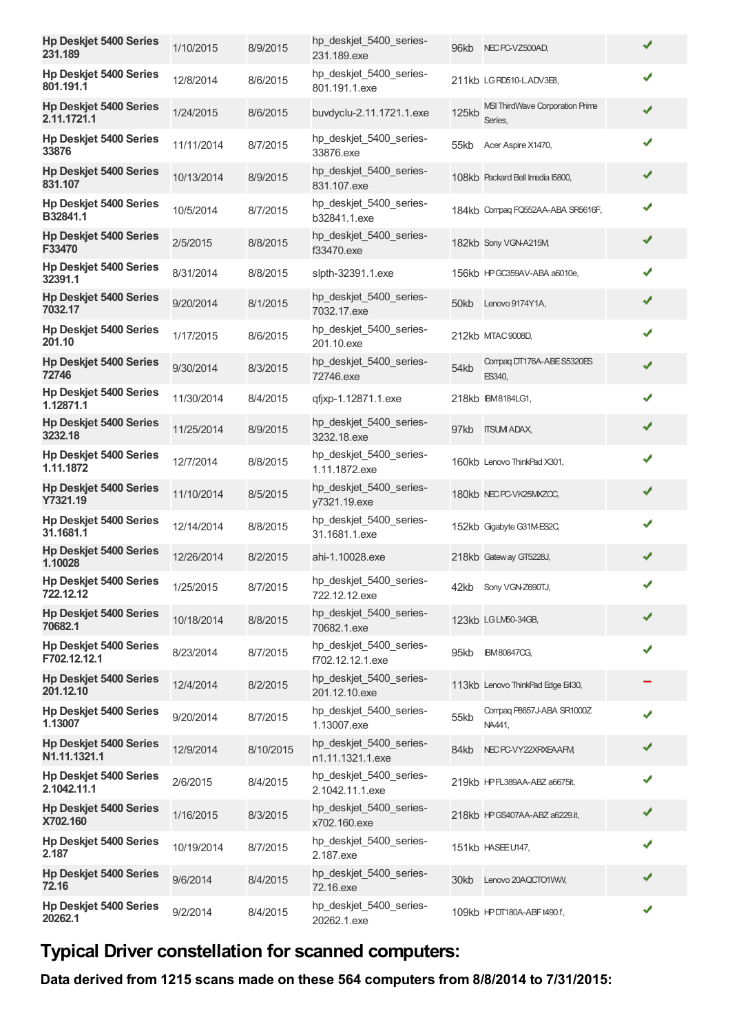| | | | | | | |
|---|---|---|---|---|---|---|
| **Hp Deskjet 5400 Series 231.189** | 1/10/2015 | 8/9/2015 | hp_deskjet_5400_series-231.189.exe | 96kb | NEC PC-VZ500AD, | ✔ |
| **Hp Deskjet 5400 Series 801.191.1** | 12/8/2014 | 8/6/2015 | hp_deskjet_5400_series-801.191.1.exe | 211kb | LG RD510-L.ADV3EB, | ✔ |
| **Hp Deskjet 5400 Series 2.11.1721.1** | 1/24/2015 | 8/6/2015 | buvdyclu-2.11.1721.1.exe | 125kb | MSI ThirdWave Corporation Prime Series, | ✔ |
| **Hp Deskjet 5400 Series 33876** | 11/11/2014 | 8/7/2015 | hp_deskjet_5400_series-33876.exe | 55kb | Acer Aspire X1470, | ✔ |
| **Hp Deskjet 5400 Series 831.107** | 10/13/2014 | 8/9/2015 | hp_deskjet_5400_series-831.107.exe | 108kb | Packard Bell Imedia I5800, | ✔ |
| **Hp Deskjet 5400 Series B32841.1** | 10/5/2014 | 8/7/2015 | hp_deskjet_5400_series-b32841.1.exe | 184kb | Compaq FQ552AA-ABA SR5616F, | ✔ |
| **Hp Deskjet 5400 Series F33470** | 2/5/2015 | 8/8/2015 | hp_deskjet_5400_series-f33470.exe | 182kb | Sony VGN-A215M, | ✔ |
| **Hp Deskjet 5400 Series 32391.1** | 8/31/2014 | 8/8/2015 | slpth-32391.1.exe | 156kb | HP GC359AV-ABA a6010e, | ✔ |
| **Hp Deskjet 5400 Series 7032.17** | 9/20/2014 | 8/1/2015 | hp_deskjet_5400_series-7032.17.exe | 50kb | Lenovo 9174Y1A, | ✔ |
| **Hp Deskjet 5400 Series 201.10** | 1/17/2015 | 8/6/2015 | hp_deskjet_5400_series-201.10.exe | 212kb | MTAC 9008D, | ✔ |
| **Hp Deskjet 5400 Series 72746** | 9/30/2014 | 8/3/2015 | hp_deskjet_5400_series-72746.exe | 54kb | Compaq DT176A-ABE S5320ES ES340, | ✔ |
| **Hp Deskjet 5400 Series 1.12871.1** | 11/30/2014 | 8/4/2015 | qfjxp-1.12871.1.exe | 218kb | IBM 8184LG1, | ✔ |
| **Hp Deskjet 5400 Series 3232.18** | 11/25/2014 | 8/9/2015 | hp_deskjet_5400_series-3232.18.exe | 97kb | ITSUMI ADAX, | ✔ |
| **Hp Deskjet 5400 Series 1.11.1872** | 12/7/2014 | 8/8/2015 | hp_deskjet_5400_series-1.11.1872.exe | 160kb | Lenovo ThinkPad X301, | ✔ |
| **Hp Deskjet 5400 Series Y7321.19** | 11/10/2014 | 8/5/2015 | hp_deskjet_5400_series-y7321.19.exe | 180kb | NEC PC-VK25MXZCC, | ✔ |
| **Hp Deskjet 5400 Series 31.1681.1** | 12/14/2014 | 8/8/2015 | hp_deskjet_5400_series-31.1681.1.exe | 152kb | Gigabyte G31M-ES2C, | ✔ |
| **Hp Deskjet 5400 Series 1.10028** | 12/26/2014 | 8/2/2015 | ahi-1.10028.exe | 218kb | Gateway GT5228J, | ✔ |
| **Hp Deskjet 5400 Series 722.12.12** | 1/25/2015 | 8/7/2015 | hp_deskjet_5400_series-722.12.12.exe | 42kb | Sony VGN-Z690TJ, | ✔ |
| **Hp Deskjet 5400 Series 70682.1** | 10/18/2014 | 8/8/2015 | hp_deskjet_5400_series-70682.1.exe | 123kb | LG LM50-34GB, | ✔ |
| **Hp Deskjet 5400 Series F702.12.12.1** | 8/23/2014 | 8/7/2015 | hp_deskjet_5400_series-f702.12.12.1.exe | 95kb | IBM 80847CG, | ✔ |
| **Hp Deskjet 5400 Series 201.12.10** | 12/4/2014 | 8/2/2015 | hp_deskjet_5400_series-201.12.10.exe | 113kb | Lenovo ThinkPad Edge E430, | – |
| **Hp Deskjet 5400 Series 1.13007** | 9/20/2014 | 8/7/2015 | hp_deskjet_5400_series-1.13007.exe | 55kb | Compaq P8657J-ABA SR1000Z NA441, | ✔ |
| **Hp Deskjet 5400 Series N1.11.1321.1** | 12/9/2014 | 8/10/2015 | hp_deskjet_5400_series-n1.11.1321.1.exe | 84kb | NEC PC-VY22XRXEAAFM, | ✔ |
| **Hp Deskjet 5400 Series 2.1042.11.1** | 2/6/2015 | 8/4/2015 | hp_deskjet_5400_series-2.1042.11.1.exe | 219kb | HP FL389AA-ABZ a6675it, | ✔ |
| **Hp Deskjet 5400 Series X702.160** | 1/16/2015 | 8/3/2015 | hp_deskjet_5400_series-x702.160.exe | 218kb | HP GS407AA-ABZ a6229.it, | ✔ |
| **Hp Deskjet 5400 Series 2.187** | 10/19/2014 | 8/7/2015 | hp_deskjet_5400_series-2.187.exe | 151kb | HASEE U147, | ✔ |
| **Hp Deskjet 5400 Series 72.16** | 9/6/2014 | 8/4/2015 | hp_deskjet_5400_series-72.16.exe | 30kb | Lenovo 20AQCTO1WW, | ✔ |
| **Hp Deskjet 5400 Series 20262.1** | 9/2/2014 | 8/4/2015 | hp_deskjet_5400_series-20262.1.exe | 109kb | HP DT180A-ABF t490.f, | ✔ |

## Typical Driver constellation for scanned computers:

**Data derived from 1215 scans made on these 564 computers from 8/8/2014 to 7/31/2015:**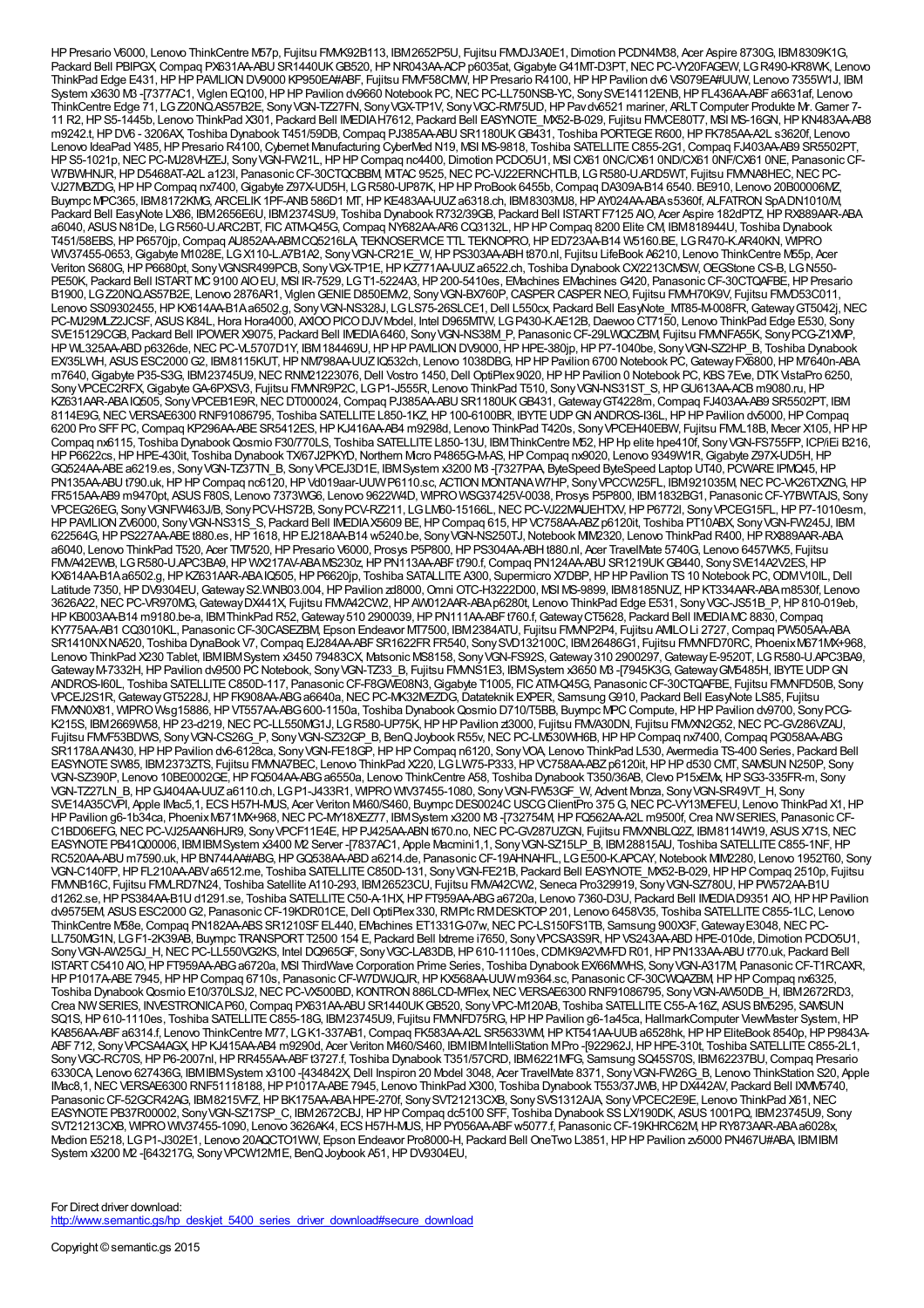HP Presario V6000, Lenovo ThinkCentre M57p, Fujitsu FMVK92B113, IBM 2652P5U, Fujitsu FMVDJ3A0E1, Dimotion PCDN4M38, Acer Aspire 8730G, IBM 8309K1G, Packard Bell PBIPGX, Compaq PX631AA-ABU SR1440UK GB520, HP NR043AA-ACP p6035at, Gigabyte G41MT-D3PT, NEC PC-VY20FAGEW, LG R490-KR8WK, Lenovo ThinkPad Edge E431, HP HP PAVILION DV9000 KP950EA#ABF, Fujitsu FMVF58CMW, HP Presario R4100, HP HP Pavilion dv6 VS079EA#UUW, Lenovo 7355W1J, IBM System x3630 M3 -[7377AC1, Viglen EQ100, HP HP Pavilion dv9660 Notebook PC, NEC PC-LL750NSB-YC, Sony SVE14112ENB, HP FL436AA-ABF a6631af, Lenovo ThinkCentre Edge 71, LG Z20NQ.AS57B2E, Sony VGN-TZ27FN, Sony VGX-TP1V, Sony VGC-RM75UD, HP Pav dv6521 mariner, ARLT Computer Produkte Mr. Gamer 7-11 R2, HP S5-1445b, Lenovo ThinkPad X301, Packard Bell IMEDIA H7612, Packard Bell EASYNOTE_MX52-B-029, Fujitsu FMVCE80T7, MSI MS-16GN, HP KN483AA-AB8 m9242.t, HP DV6 - 3206AX, Toshiba Dynabook T451/59DB, Compaq PJ385AA-ABU SR1180UK GB431, Toshiba PORTEGE R600, HP FK785AA-A2L s3620f, Lenovo Lenovo IdeaPad Y485, HP Presario R4100, Cybernet Manufacturing CyberMed N19, MSI MS-9818, Toshiba SATELLITE C855-2G1, Compaq FJ403AA-AB9 SR5502PT, HP S5-1021p, NEC PC-MJ28VHZEJ, Sony VGN-FW21L, HP HP Compaq nc4400, Dimotion PCDO5U1, MSI CX61 0NC/CX61 0ND/CX61 0NF/CX61 0NE, Panasonic CF-W7BWHNJR, HP D5468AT-A2L a123l, Panasonic CF-30CTQCBBM, MITAC 9525, NEC PC-VJ22ERNCHTLB, LG R580-U.ARD5WT, Fujitsu FMVNA8HEC, NEC PC-VJ27MBZDG, HP HP Compaq nx7400, Gigabyte Z97X-UD5H, LG R580-UP87K, HP HP ProBook 6455b, Compaq DA309A-B14 6540. BE910, Lenovo 20B00006MZ, Buympc MPC365, IBM 8172KMG, ARCELIK 1PF-ANB 586D1 MT, HP KE483AA-UUZ a6318.ch, IBM 8303MJ8, HP AY024AA-ABA s5360f, ALFATRON SpA DN1010/M, Packard Bell EasyNote LX86, IBM 2656E6U, IBM 2374SU9, Toshiba Dynabook R732/39GB, Packard Bell ISTART F7125 AIO, Acer Aspire 182dPTZ, HP RX889AAR-ABA a6040, ASUS N81De, LG R560-U.ARC2BT, FIC ATM-Q45G, Compaq NY682AA-AR6 CQ3132L, HP HP Compaq 8200 Elite CM, IBM 818944U, Toshiba Dynabook T451/58EBS, HP P6570jp, Compaq AU852AA-ABM CQ5216LA, TEKNOSERVICE TTL TEKNOPRO, HP ED723AA-B14 W5160.BE, LG R470-K.AR40KN, WIPRO WIV37455-0653, Gigabyte M1028E, LG X110-L.A7B1A2, Sony VGN-CR21E_W, HP PS303AA-ABH t870.nl, Fujitsu LifeBook A6210, Lenovo ThinkCentre M55p, Acer Veriton S680G, HP P6680pt, Sony VGNSR499PCB, Sony VGX-TP1E, HP KZ771AA-UUZ a6522.ch, Toshiba Dynabook CX/2213CMSW, OEGStone CS-B, LG N550-PE50K, Packard Bell ISTART MC 9100 AIO EU, MSI IR-7529, LG T1-5224A3, HP 200-5410es, EMachines EMachines G420, Panasonic CF-30CTQAFBE, HP Presario B1900, LG Z20NQ.AS57B2E, Lenovo 2876AR1, Viglen GENIE D850EMV2, Sony VGN-BX760P, CASPER CASPER NEO, Fujitsu FMVH70K9V, Fujitsu FMVD53C011, Lenovo SS09302455, HP KX614AA-B1A a6502.g, Sony VGN-NS328J, LG LS75-26SLCE1, Dell L550cx, Packard Bell EasyNote_MT85-M-008FR, Gateway GT5042j, NEC PC-MJ29MLZ2JCSF, ASUS K84L, Hora Hora4000, AXIOO PICO DJV Model, Intel D965MTW, LG P430-K.AE12B, Daewoo CT7150, Lenovo ThinkPad Edge E530, Sony SVE15129CGB, Packard Bell IPOWER X9075, Packard Bell IMEDIA 6460, Sony VGN-NS38M_P, Panasonic CF-29LWQCZBM, Fujitsu FMVNFA55K, Sony PCG-Z1XMP, HP WL325AA-ABD p6326de, NEC PC-VL5707D1Y, IBM 184469U, HP HP PAVILION DV9000, HP HPE-380jp, HP P7-1040be, Sony VGN-SZ2HP_B, Toshiba Dynabook EX/35LWH, ASUS ESC2000 G2, IBM 8115KUT, HP NM798AA-UUZ IQ532ch, Lenovo 1038DBG, HP HP Pavilion 6700 Notebook PC, Gateway FX6800, HP M7640n-ABA m7640, Gigabyte P35-S3G, IBM 23745U9, NEC RNM21223076, Dell Vostro 1450, Dell OptiPlex 9020, HP HP Pavilion 0 Notebook PC, KBS 7Eve, DTK VistaPro 6250, Sony VPCEC2RFX, Gigabyte GA-6PXSV3, Fujitsu FMVNR9P2C, LG P1-J555R, Lenovo ThinkPad T510, Sony VGN-NS31ST_S, HP GU613AA-ACB m9080.ru, HP KZ631AAR-ABA IQ505, Sony VPCEB1E9R, NEC DT000024, Compaq PJ385AA-ABU SR1180UK GB431, Gateway GT4228m, Compaq FJ403AA-AB9 SR5502PT, IBM 8114E9G, NEC VERSAE6300 RNF91086795, Toshiba SATELLITE L850-1KZ, HP 100-6100BR, IBYTE UDP GN ANDROS-I36L, HP HP Pavilion dv5000, HP Compaq 6200 Pro SFF PC, Compaq KP296AA-ABE SR5412ES, HP KJ416AA-AB4 m9298d, Lenovo ThinkPad T420s, Sony VPCEH40EBW, Fujitsu FMVL18B, Mecer X105, HP HP Compaq nx6115, Toshiba Dynabook Qosmio F30/770LS, Toshiba SATELLITE L850-13U, IBM ThinkCentre M52, HP Hp elite hpe410f, Sony VGN-FS755FP, ICP/iEi B216, HP P6622cs, HP HPE-430it, Toshiba Dynabook TX/67J2PKYD, Northern Micro P4865G-M-AS, HP Compaq nx9020, Lenovo 9349W1R, Gigabyte Z97X-UD5H, HP GQ524AA-ABE a6219.es, Sony VGN-TZ37TN_B, Sony VPCEJ3D1E, IBM System x3200 M3 -[7327PAA, ByteSpeed ByteSpeed Laptop UT40, PCWARE IPMQ45, HP PN135AA-ABU t790.uk, HP HP Compaq nc6120, HP Vd019aar-UUW P6110.sc, ACTION MONTANA W7HP, Sony VPCCW25FL, IBM 921035M, NEC PC-VK26TXZNG, HP FR515AA-AB9 m9470pt, ASUS F80S, Lenovo 7373WG6, Lenovo 9622W4D, WIPRO WSG37425V-0038, Prosys P5P800, IBM 1832BG1, Panasonic CF-Y7BWTAJS, Sony VPCEG26EG, Sony VGNFW463J/B, Sony PCV-HS72B, Sony PCV-RZ211, LG LM60-15166L, NEC PC-VJ22MAUEHTXV, HP P6772l, Sony VPCEG15FL, HP P7-1010esm, HP PAVILION ZV6000, Sony VGN-NS31S_S, Packard Bell IMEDIA X5609 BE, HP Compaq 615, HP VC758AA-ABZ p6120it, Toshiba PT10ABX, Sony VGN-FW245J, IBM 622564G, HP PS227AA-ABE t880.es, HP 1618, HP EJ218AA-B14 w5240.be, Sony VGN-NS250TJ, Notebook MIM2320, Lenovo ThinkPad R400, HP RX889AAR-ABA a6040, Lenovo ThinkPad T520, Acer TM7520, HP Presario V6000, Prosys P5P800, HP PS304AA-ABH t880.nl, Acer TravelMate 5740G, Lenovo 6457WK5, Fujitsu FMVA42EWB, LG R580-U.APC3BA9, HP WX217AV-ABA MS230z, HP PN113AA-ABF t790.f, Compaq PN124AA-ABU SR1219UK GB440, Sony SVE14A2V2ES, HP KX614AA-B1A a6502.g, HP KZ631AAR-ABA IQ505, HP P6620jp, Toshiba SATELLITE A300, Supermicro X7DBP, HP HP Pavilion TS 10 Notebook PC, ODM V10IL, Dell Latitude 7350, HP DV9304EU, Gateway S2.WNB03.004, HP Pavilion zd8000, Omni OTC-H3222D00, MSI MS-9899, IBM 8185NUZ, HP KT334AAR-ABA m8530f, Lenovo 3626A22, NEC PC-VR970MG, Gateway DX441X, Fujitsu FMVA42CW2, HP AW012AAR-ABA p6280t, Lenovo ThinkPad Edge E531, Sony VGC-JS51B_P, HP 810-019eb, HP KB003AA-B14 m9180.be-a, IBM ThinkPad R52, Gateway 510 2900039, HP PN111AA-ABF t760.f, Gateway CT5628, Packard Bell IMEDIA MC 8830, Compaq KY775AA-AB1 CQ3010KL, Panasonic CF-30CASEZBM, Epson Endeavor MT7500, IBM 2384ATU, Fujitsu FMVNP2P4, Fujitsu AMILO Li 2727, Compaq PW505AA-ABA SR1410NX NA520, Toshiba DynaBook V7, Compaq EJ284AA-ABF SR1622FR FR540, Sony SVD132100C, IBM 26486G1, Fujitsu FMVNFD70RC, Phoenix M671MX+968, Lenovo ThinkPad X230 Tablet, IBM IBM System x3450 79483CX, Matsonic MS8158, Sony VGN-FS92S, Gateway 310 2900297, Gateway E-9520T, LG R580-U.APC3BA9, Gateway M-7332H, HP Pavilion dv9500 PC Notebook, Sony VGN-TZ33_B, Fujitsu FMVNS1E3, IBM System x3650 M3 -[7945K3G, Gateway GM5485H, IBYTE UDP GN ANDROS-I60L, Toshiba SATELLITE C850D-117, Panasonic CF-F8GWE08N3, Gigabyte T1005, FIC ATM-Q45G, Panasonic CF-30CTQAFBE, Fujitsu FMVNFD50B, Sony VPCEJ2S1R, Gateway GT5228J, HP FK908AA-ABG a6640a, NEC PC-MK32MEZDG, Datateknik EXPER, Samsung G910, Packard Bell EasyNote LS85, Fujitsu FMVXN0X81, WIPRO Wsg15886, HP VT557AA-ABG 600-1150a, Toshiba Dynabook Qosmio D710/T5BB, Buympc MPC Compute, HP HP Pavilion dv9700, Sony PCG-K215S, IBM 2669W58, HP 23-d219, NEC PC-LL550MG1J, LG R580-UP75K, HP HP Pavilion zt3000, Fujitsu FMVA30DN, Fujitsu FMVXN2G52, NEC PC-GV286VZAU, Fujitsu FMVF53BDWS, Sony VGN-CS26G_P, Sony VGN-SZ32GP_B, BenQ Joybook R55v, NEC PC-LM530WH6B, HP HP Compaq nx7400, Compaq PG058AA-ABG SR1178AA N430, HP HP Pavilion dv6-6128ca, Sony VGN-FE18GP, HP HP Compaq n6120, Sony VOA, Lenovo ThinkPad L530, Avermedia TS-400 Series, Packard Bell EASYNOTE SW85, IBM 2373ZTS, Fujitsu FMVNA7BEC, Lenovo ThinkPad X220, LG LW75-P333, HP VC758AA-ABZ p6120it, HP HP d530 CMT, SAMSUN N250P, Sony VGN-SZ390P, Lenovo 10BE0002GE, HP FQ504AA-ABG a6550a, Lenovo ThinkCentre A58, Toshiba Dynabook T350/36AB, Clevo P15xEMx, HP SG3-335FR-m, Sony VGN-TZ27LN_B, HP GJ404AA-UUZ a6110.ch, LG P1-J433R1, WIPRO WIV37455-1080, Sony VGN-FW53GF_W, Advent Monza, Sony VGN-SR49VT_H, Sony SVE14A35CVPI, Apple IMac5,1, ECS H57H-MUS, Acer Veriton M460/S460, Buympc DES0024C USCG ClientPro 375 G, NEC PC-VY13MEFEU, Lenovo ThinkPad X1, HP HP Pavilion g6-1b34ca, Phoenix M671MX+968, NEC PC-MY18XEZ77, IBM System x3200 M3 -[732754M, HP FQ562AA-A2L m9500f, Crea NW SERIES, Panasonic CF-C1BD06EFG, NEC PC-VJ25AAN6HJR9, Sony VPCF11E4E, HP PJ425AA-ABN t670.no, NEC PC-GV287UZGN, Fujitsu FMVXNBLQ2Z, IBM 8114W19, ASUS X71S, NEC EASYNOTE PB41Q00006, IBM IBM System x3400 M2 Server -[7837AC1, Apple Macmini1,1, Sony VGN-SZ15LP_B, IBM 28815AU, Toshiba SATELLITE C855-1NF, HP RC520AA-ABU m7590.uk, HP BN744AA#ABG, HP GQ538AA-ABD a6214.de, Panasonic CF-19AHNAHFL, LG E500-K.APCAY, Notebook MIM2280, Lenovo 1952T60, Sony VGN-C140FP, HP FL210AA-ABV a6512.me, Toshiba SATELLITE C850D-131, Sony VGN-FE21B, Packard Bell EASYNOTE_MX52-B-029, HP HP Compaq 2510p, Fujitsu FMVNB16C, Fujitsu FMVLRD7N24, Toshiba Satellite A110-293, IBM 26523CU, Fujitsu FMVA42CW2, Seneca Pro329919, Sony VGN-SZ780U, HP PW572AA-B1U d1262.se, HP PS384AA-B1U d1291.se, Toshiba SATELLITE C50-A-1HX, HP FT959AA-ABG a6720a, Lenovo 7360-D3U, Packard Bell IMEDIA D9351 AIO, HP HP Pavilion dv9575EM, ASUS ESC2000 G2, Panasonic CF-19KDR01CE, Dell OptiPlex 330, RM Plc RM DESKTOP 201, Lenovo 6458V35, Toshiba SATELLITE C855-1LC, Lenovo ThinkCentre M58e, Compaq PN182AA-ABS SR1210SF EL440, EMachines ET1331G-07w, NEC PC-LS150FS1TB, Samsung 900X3F, Gateway E3048, NEC PC-LL750MG1N, LG F1-2K39AB, Buympc TRANSPORT T2500 154 E, Packard Bell Ixtreme i7650, Sony VPCSA3S9R, HP VS243AA-ABD HPE-010de, Dimotion PCDO5U1, Sony VGN-AW25GJ_H, NEC PC-LL550VG2KS, Intel DQ965GF, Sony VGC-LA83DB, HP 610-1110es, CDM K9A2VM-FD R01, HP PN133AA-ABU t770.uk, Packard Bell ISTART C5410 AIO, HP FT959AA-ABG a6720a, MSI ThirdWave Corporation Prime Series, Toshiba Dynabook EX/66MWHS, Sony VGN-A317M, Panasonic CF-T1RCAXR, HP P1017A-ABE 7945, HP HP Compaq 6710s, Panasonic CF-W7DWJQJR, HP KX568AA-UUW m9364.sc, Panasonic CF-30CWQAZBM, HP HP Compaq nx6325, Toshiba Dynabook Qosmio E10/370LSJ2, NEC PC-VX500BD, KONTRON 886LCD-M/Flex, NEC VERSAE6300 RNF91086795, Sony VGN-AW50DB_H, IBM 2672RD3, Crea NW SERIES, INVESTRONICA P60, Compaq PX631AA-ABU SR1440UK GB520, Sony VPC-M120AB, Toshiba SATELLITE C55-A-16Z, ASUS BM5295, SAMSUN SQ1S, HP 610-1110es, Toshiba SATELLITE C855-18G, IBM 23745U9, Fujitsu FMVNFD75RG, HP HP Pavilion g6-1a45ca, HallmarkComputer ViewMaster System, HP KA856AA-ABF a6314.f, Lenovo ThinkCentre M77, LG K1-337AB1, Compaq FK583AA-A2L SR5633WM, HP KT541AA-UUB a6528hk, HP HP EliteBook 8540p, HP P9843A-ABF 712, Sony VPCSA4AGX, HP KJ415AA-AB4 m9290d, Acer Veriton M460/S460, IBM IBM IntelliStation M Pro -[922962J, HP HPE-310t, Toshiba SATELLITE C855-2L1, Sony VGC-RC70S, HP P6-2007nl, HP RR455AA-ABF t3727.f, Toshiba Dynabook T351/57CRD, IBM 6221MFG, Samsung SQ45S70S, IBM 62237BU, Compaq Presario 6330CA, Lenovo 627436G, IBM IBM System x3100 -[434842X, Dell Inspiron 20 Model 3048, Acer TravelMate 8371, Sony VGN-FW26G_B, Lenovo ThinkStation S20, Apple IMac8,1, NEC VERSAE6300 RNF51118188, HP P1017A-ABE 7945, Lenovo ThinkPad X300, Toshiba Dynabook T553/37JWB, HP DX442AV, Packard Bell IXMM5740, Panasonic CF-52GCR42AG, IBM 8215VFZ, HP BK175AA-ABA HPE-270f, Sony SVT21213CXB, Sony SVS1312AJA, Sony VPCEC2E9E, Lenovo ThinkPad X61, NEC EASYNOTE PB37R00002, Sony VGN-SZ17SP_C, IBM 2672CBJ, HP HP Compaq dc5100 SFF, Toshiba Dynabook SS LX/190DK, ASUS 1001PQ, IBM 23745U9, Sony SVT21213CXB, WIPRO WIV37455-1090, Lenovo 3626AK4, ECS H57H-MUS, HP PY056AA-ABF w5077.f, Panasonic CF-19KHRC62M, HP RY873AAR-ABA a6028x, Medion E5218, LG P1-J302E1, Lenovo 20AQCTO1WW, Epson Endeavor Pro8000-H, Packard Bell OneTwo L3851, HP HP Pavilion zv5000 PN467U#ABA, IBM IBM System x3200 M2 -[643217G, Sony VPCW12M1E, BenQ Joybook A51, HP DV9304EU,

For Direct driver download:
http://www.semantic.gs/hp_deskjet_5400_series_driver_download#secure_download

Copyright © semantic.gs 2015